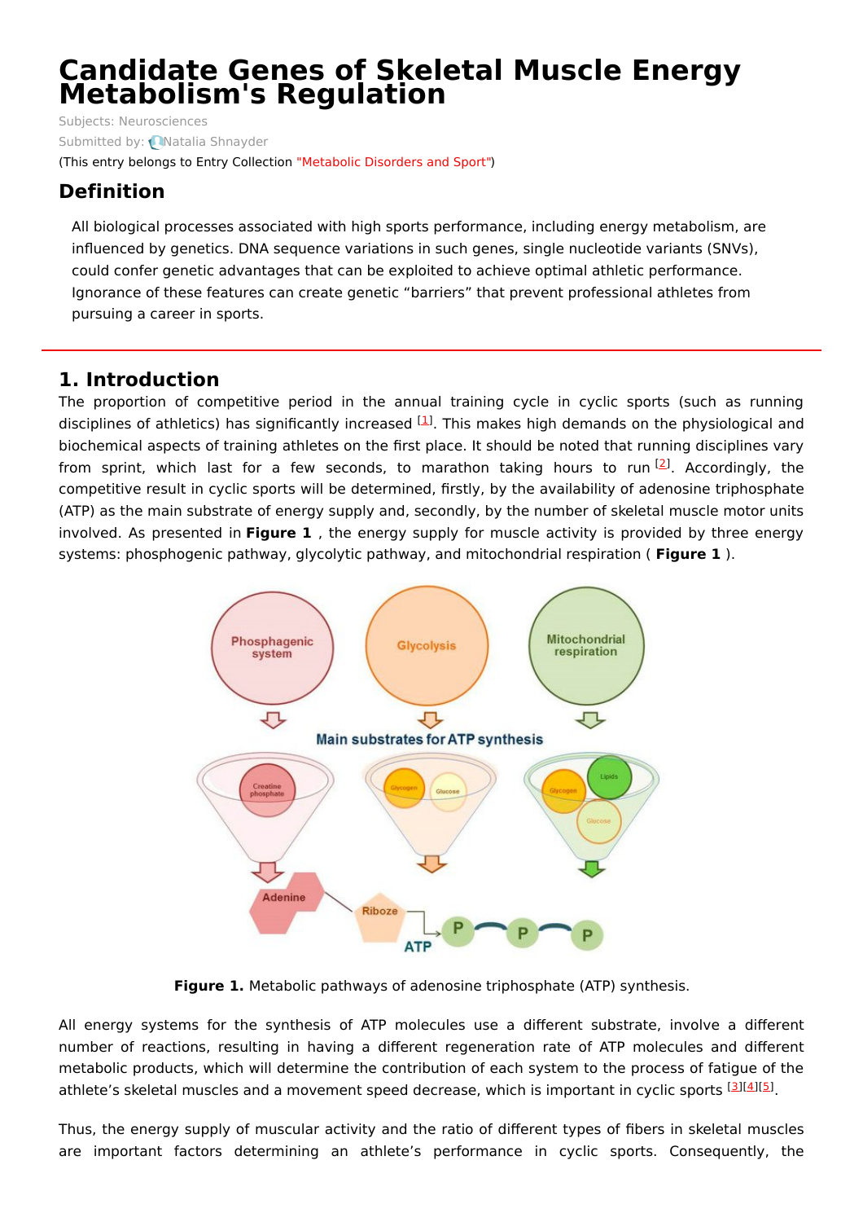# Candidate Genes of Skeletal Muscle Energy Metabolism's Regulation

Subjects: Neurosciences

Submitted by: Natalia Shnayder

(This entry belongs to Entry Collection "Metabolic Disorders and Sport")

## Definition

All biological processes associated with high sports performance, including energy metabolism, are influenced by genetics. DNA sequence variations in such genes, single nucleotide variants (SNVs), could confer genetic advantages that can be exploited to achieve optimal athletic performance. Ignorance of these features can create genetic "barriers" that prevent professional athletes from pursuing a career in sports.

## 1. Introduction

The proportion of competitive period in the annual training cycle in cyclic sports (such as running disciplines of athletics) has significantly increased [1]. This makes high demands on the physiological and biochemical aspects of training athletes on the first place. It should be noted that running disciplines vary from sprint, which last for a few seconds, to marathon taking hours to run [2]. Accordingly, the competitive result in cyclic sports will be determined, firstly, by the availability of adenosine triphosphate (ATP) as the main substrate of energy supply and, secondly, by the number of skeletal muscle motor units involved. As presented in **Figure 1** , the energy supply for muscle activity is provided by three energy systems: phosphogenic pathway, glycolytic pathway, and mitochondrial respiration ( **Figure 1** ).

**Figure 1.** Metabolic pathways of adenosine triphosphate (ATP) synthesis.

All energy systems for the synthesis of ATP molecules use a different substrate, involve a different number of reactions, resulting in having a different regeneration rate of ATP molecules and different metabolic products, which will determine the contribution of each system to the process of fatigue of the athlete's skeletal muscles and a movement speed decrease, which is important in cyclic sports [3][4][5].

Thus, the energy supply of muscular activity and the ratio of different types of fibers in skeletal muscles are important factors determining an athlete's performance in cyclic sports. Consequently, the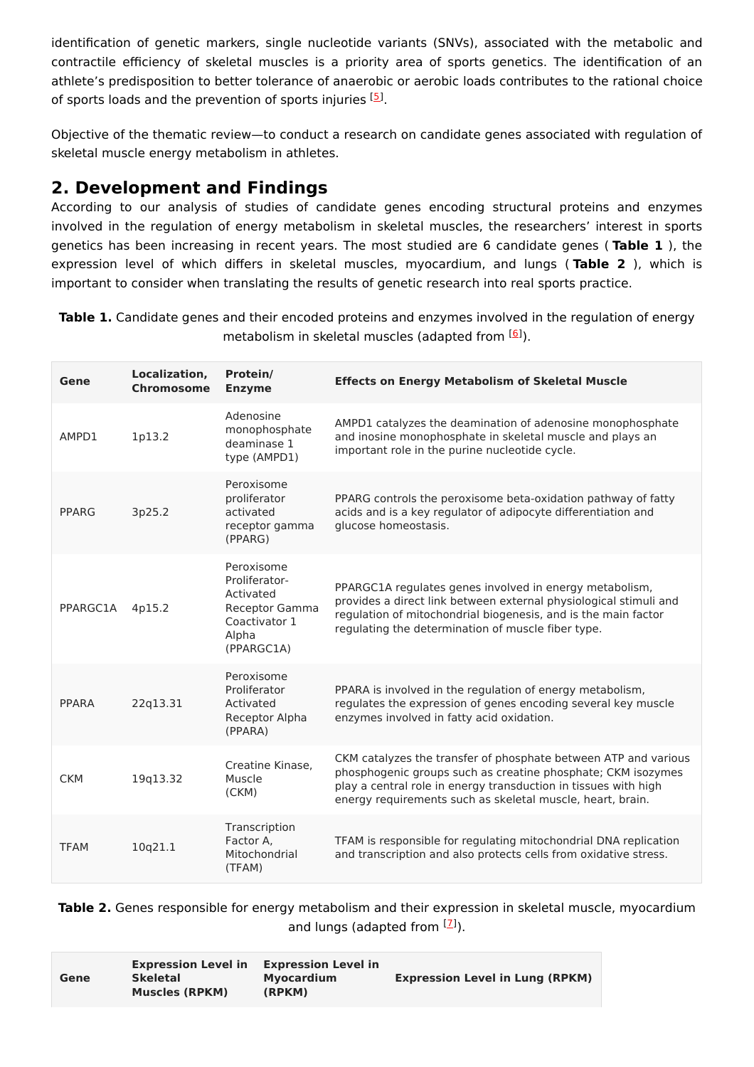identification of genetic markers, single nucleotide variants (SNVs), associated with the metabolic and contractile efficiency of skeletal muscles is a priority area of sports genetics. The identification of an athlete's predisposition to better tolerance of anaerobic or aerobic loads contributes to the rational choice of sports loads and the prevention of sports injuries [5].

Objective of the thematic review—to conduct a research on candidate genes associated with regulation of skeletal muscle energy metabolism in athletes.

## 2. Development and Findings

According to our analysis of studies of candidate genes encoding structural proteins and enzymes involved in the regulation of energy metabolism in skeletal muscles, the researchers' interest in sports genetics has been increasing in recent years. The most studied are 6 candidate genes ( **Table 1** ), the expression level of which differs in skeletal muscles, myocardium, and lungs ( **Table 2** ), which is important to consider when translating the results of genetic research into real sports practice.

**Table 1.** Candidate genes and their encoded proteins and enzymes involved in the regulation of energy metabolism in skeletal muscles (adapted from [6]).

| Gene | Localization, Chromosome | Protein/ Enzyme | Effects on Energy Metabolism of Skeletal Muscle |
|---|---|---|---|
| AMPD1 | 1p13.2 | Adenosine monophosphate deaminase 1 type (AMPD1) | AMPD1 catalyzes the deamination of adenosine monophosphate and inosine monophosphate in skeletal muscle and plays an important role in the purine nucleotide cycle. |
| PPARG | 3p25.2 | Peroxisome proliferator activated receptor gamma (PPARG) | PPARG controls the peroxisome beta-oxidation pathway of fatty acids and is a key regulator of adipocyte differentiation and glucose homeostasis. |
| PPARGC1A | 4p15.2 | Peroxisome Proliferator-Activated Receptor Gamma Coactivator 1 Alpha (PPARGC1A) | PPARGC1A regulates genes involved in energy metabolism, provides a direct link between external physiological stimuli and regulation of mitochondrial biogenesis, and is the main factor regulating the determination of muscle fiber type. |
| PPARA | 22q13.31 | Peroxisome Proliferator Activated Receptor Alpha (PPARA) | PPARA is involved in the regulation of energy metabolism, regulates the expression of genes encoding several key muscle enzymes involved in fatty acid oxidation. |
| CKM | 19q13.32 | Creatine Kinase, Muscle (CKM) | CKM catalyzes the transfer of phosphate between ATP and various phosphogenic groups such as creatine phosphate; CKM isozymes play a central role in energy transduction in tissues with high energy requirements such as skeletal muscle, heart, brain. |
| TFAM | 10q21.1 | Transcription Factor A, Mitochondrial (TFAM) | TFAM is responsible for regulating mitochondrial DNA replication and transcription and also protects cells from oxidative stress. |

**Table 2.** Genes responsible for energy metabolism and their expression in skeletal muscle, myocardium and lungs (adapted from [7]).

| Gene | Expression Level in Skeletal Muscles (RPKM) | Expression Level in Myocardium (RPKM) | Expression Level in Lung (RPKM) |
|---|---|---|---|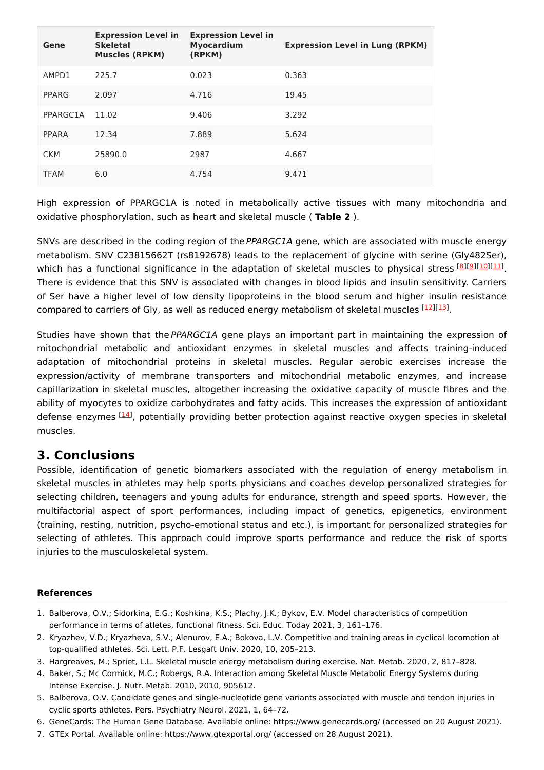| Gene | Expression Level in Skeletal Muscles (RPKM) | Expression Level in Myocardium (RPKM) | Expression Level in Lung (RPKM) |
|---|---|---|---|
| AMPD1 | 225.7 | 0.023 | 0.363 |
| PPARG | 2.097 | 4.716 | 19.45 |
| PPARGC1A | 11.02 | 9.406 | 3.292 |
| PPARA | 12.34 | 7.889 | 5.624 |
| CKM | 25890.0 | 2987 | 4.667 |
| TFAM | 6.0 | 4.754 | 9.471 |

High expression of PPARGC1A is noted in metabolically active tissues with many mitochondria and oxidative phosphorylation, such as heart and skeletal muscle ( **Table 2** ).

SNVs are described in the coding region of the *PPARGC1A* gene, which are associated with muscle energy metabolism. SNV C23815662T (rs8192678) leads to the replacement of glycine with serine (Gly482Ser), which has a functional significance in the adaptation of skeletal muscles to physical stress [8][9][10][11]. There is evidence that this SNV is associated with changes in blood lipids and insulin sensitivity. Carriers of Ser have a higher level of low density lipoproteins in the blood serum and higher insulin resistance compared to carriers of Gly, as well as reduced energy metabolism of skeletal muscles [12][13].

Studies have shown that the *PPARGC1A* gene plays an important part in maintaining the expression of mitochondrial metabolic and antioxidant enzymes in skeletal muscles and affects training-induced adaptation of mitochondrial proteins in skeletal muscles. Regular aerobic exercises increase the expression/activity of membrane transporters and mitochondrial metabolic enzymes, and increase capillarization in skeletal muscles, altogether increasing the oxidative capacity of muscle fibres and the ability of myocytes to oxidize carbohydrates and fatty acids. This increases the expression of antioxidant defense enzymes [14], potentially providing better protection against reactive oxygen species in skeletal muscles.

## 3. Conclusions

Possible, identification of genetic biomarkers associated with the regulation of energy metabolism in skeletal muscles in athletes may help sports physicians and coaches develop personalized strategies for selecting children, teenagers and young adults for endurance, strength and speed sports. However, the multifactorial aspect of sport performances, including impact of genetics, epigenetics, environment (training, resting, nutrition, psycho-emotional status and etc.), is important for personalized strategies for selecting of athletes. This approach could improve sports performance and reduce the risk of sports injuries to the musculoskeletal system.

### References

1. Balberova, O.V.; Sidorkina, E.G.; Koshkina, K.S.; Plachy, J.K.; Bykov, E.V. Model characteristics of competition performance in terms of atletes, functional fitness. Sci. Educ. Today 2021, 3, 161–176.
2. Kryazhev, V.D.; Kryazheva, S.V.; Alenurov, E.A.; Bokova, L.V. Competitive and training areas in cyclical locomotion at top-qualified athletes. Sci. Lett. P.F. Lesgaft Univ. 2020, 10, 205–213.
3. Hargreaves, M.; Spriet, L.L. Skeletal muscle energy metabolism during exercise. Nat. Metab. 2020, 2, 817–828.
4. Baker, S.; Mc Cormick, M.C.; Robergs, R.A. Interaction among Skeletal Muscle Metabolic Energy Systems during Intense Exercise. J. Nutr. Metab. 2010, 2010, 905612.
5. Balberova, O.V. Candidate genes and single-nucleotide gene variants associated with muscle and tendon injuries in cyclic sports athletes. Pers. Psychiatry Neurol. 2021, 1, 64–72.
6. GeneCards: The Human Gene Database. Available online: https://www.genecards.org/ (accessed on 20 August 2021).
7. GTEx Portal. Available online: https://www.gtexportal.org/ (accessed on 28 August 2021).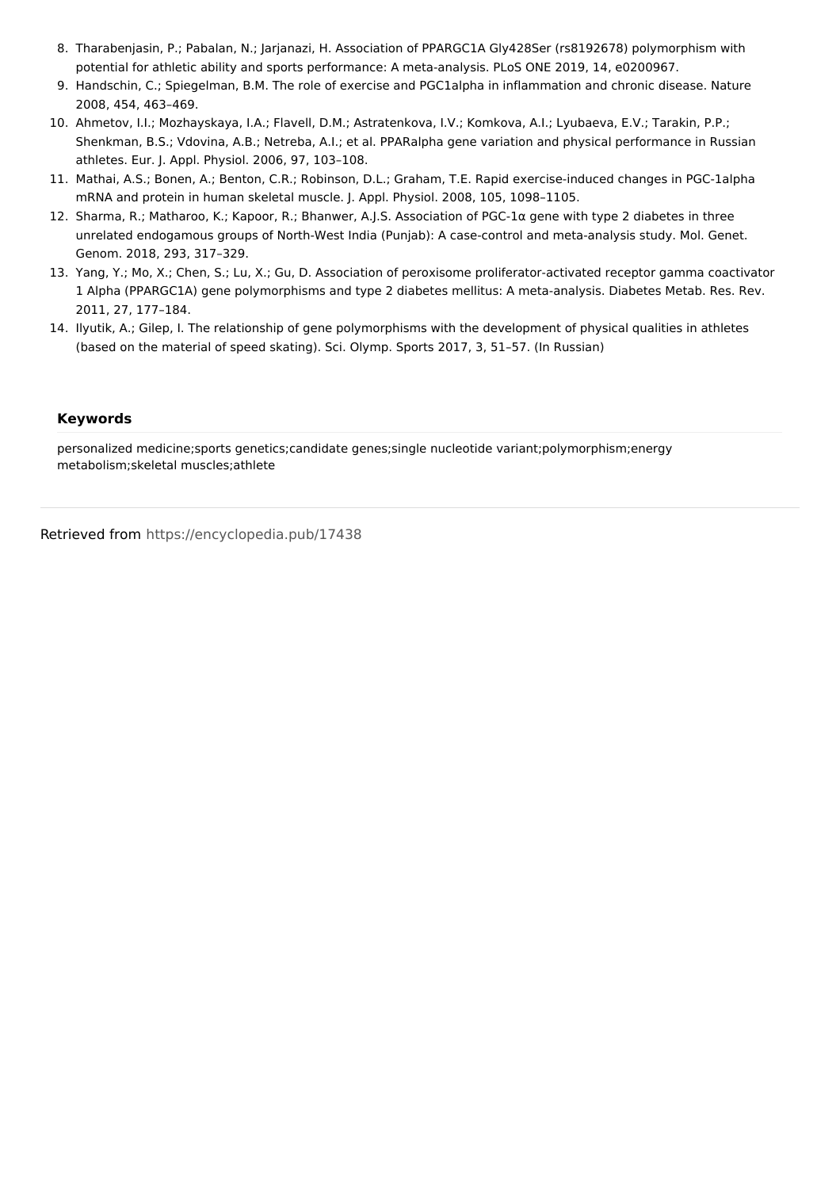8. Tharabenjasin, P.; Pabalan, N.; Jarjanazi, H. Association of PPARGC1A Gly428Ser (rs8192678) polymorphism with potential for athletic ability and sports performance: A meta-analysis. PLoS ONE 2019, 14, e0200967.
9. Handschin, C.; Spiegelman, B.M. The role of exercise and PGC1alpha in inflammation and chronic disease. Nature 2008, 454, 463–469.
10. Ahmetov, I.I.; Mozhayskaya, I.A.; Flavell, D.M.; Astratenkova, I.V.; Komkova, A.I.; Lyubaeva, E.V.; Tarakin, P.P.; Shenkman, B.S.; Vdovina, A.B.; Netreba, A.I.; et al. PPARalpha gene variation and physical performance in Russian athletes. Eur. J. Appl. Physiol. 2006, 97, 103–108.
11. Mathai, A.S.; Bonen, A.; Benton, C.R.; Robinson, D.L.; Graham, T.E. Rapid exercise-induced changes in PGC-1alpha mRNA and protein in human skeletal muscle. J. Appl. Physiol. 2008, 105, 1098–1105.
12. Sharma, R.; Matharoo, K.; Kapoor, R.; Bhanwer, A.J.S. Association of PGC-1α gene with type 2 diabetes in three unrelated endogamous groups of North-West India (Punjab): A case-control and meta-analysis study. Mol. Genet. Genom. 2018, 293, 317–329.
13. Yang, Y.; Mo, X.; Chen, S.; Lu, X.; Gu, D. Association of peroxisome proliferator-activated receptor gamma coactivator 1 Alpha (PPARGC1A) gene polymorphisms and type 2 diabetes mellitus: A meta-analysis. Diabetes Metab. Res. Rev. 2011, 27, 177–184.
14. Ilyutik, A.; Gilep, I. The relationship of gene polymorphisms with the development of physical qualities in athletes (based on the material of speed skating). Sci. Olymp. Sports 2017, 3, 51–57. (In Russian)

### Keywords

personalized medicine;sports genetics;candidate genes;single nucleotide variant;polymorphism;energy metabolism;skeletal muscles;athlete

Retrieved from https://encyclopedia.pub/17438